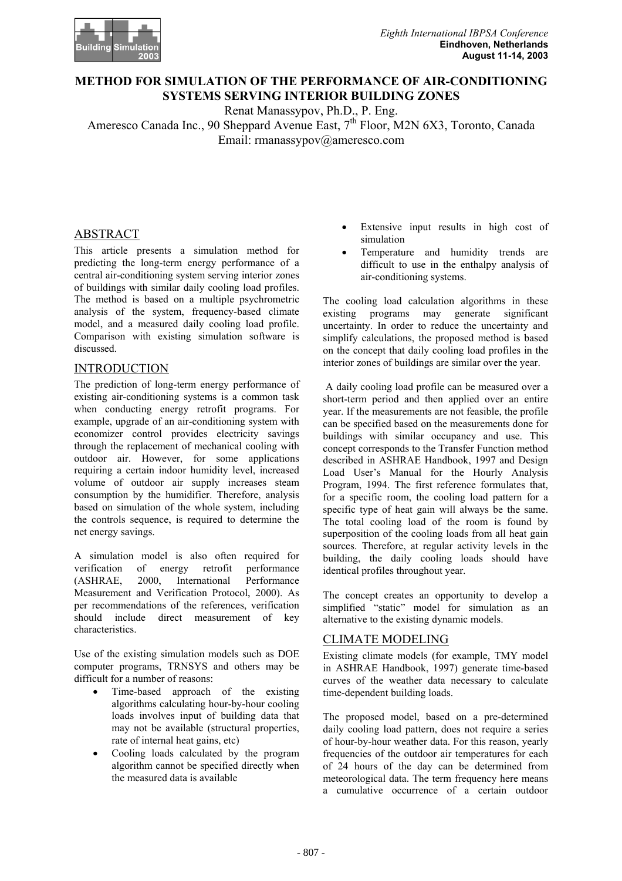# METHOD FOR SIMULATION OF THE PERFORMANCE OF AIR-CONDITIONING SYSTEMS SERVING INTERIOR BUILDING ZONES

Renat Manassypov, Ph.D., P. Eng.
Ameresco Canada Inc., 90 Sheppard Avenue East, 7th Floor, M2N 6X3, Toronto, Canada
Email: rmanassypov@ameresco.com

## ABSTRACT

This article presents a simulation method for predicting the long-term energy performance of a central air-conditioning system serving interior zones of buildings with similar daily cooling load profiles. The method is based on a multiple psychrometric analysis of the system, frequency-based climate model, and a measured daily cooling load profile. Comparison with existing simulation software is discussed.

## INTRODUCTION

The prediction of long-term energy performance of existing air-conditioning systems is a common task when conducting energy retrofit programs. For example, upgrade of an air-conditioning system with economizer control provides electricity savings through the replacement of mechanical cooling with outdoor air. However, for some applications requiring a certain indoor humidity level, increased volume of outdoor air supply increases steam consumption by the humidifier. Therefore, analysis based on simulation of the whole system, including the controls sequence, is required to determine the net energy savings.

A simulation model is also often required for verification of energy retrofit performance (ASHRAE, 2000, International Performance Measurement and Verification Protocol, 2000). As per recommendations of the references, verification should include direct measurement of key characteristics.

Use of the existing simulation models such as DOE computer programs, TRNSYS and others may be difficult for a number of reasons:

- Time-based approach of the existing algorithms calculating hour-by-hour cooling loads involves input of building data that may not be available (structural properties, rate of internal heat gains, etc)
- Cooling loads calculated by the program algorithm cannot be specified directly when the measured data is available
- Extensive input results in high cost of simulation
- Temperature and humidity trends are difficult to use in the enthalpy analysis of air-conditioning systems.

The cooling load calculation algorithms in these existing programs may generate significant uncertainty. In order to reduce the uncertainty and simplify calculations, the proposed method is based on the concept that daily cooling load profiles in the interior zones of buildings are similar over the year.

A daily cooling load profile can be measured over a short-term period and then applied over an entire year. If the measurements are not feasible, the profile can be specified based on the measurements done for buildings with similar occupancy and use. This concept corresponds to the Transfer Function method described in ASHRAE Handbook, 1997 and Design Load User's Manual for the Hourly Analysis Program, 1994. The first reference formulates that, for a specific room, the cooling load pattern for a specific type of heat gain will always be the same. The total cooling load of the room is found by superposition of the cooling loads from all heat gain sources. Therefore, at regular activity levels in the building, the daily cooling loads should have identical profiles throughout year.

The concept creates an opportunity to develop a simplified "static" model for simulation as an alternative to the existing dynamic models.

## CLIMATE MODELING

Existing climate models (for example, TMY model in ASHRAE Handbook, 1997) generate time-based curves of the weather data necessary to calculate time-dependent building loads.

The proposed model, based on a pre-determined daily cooling load pattern, does not require a series of hour-by-hour weather data. For this reason, yearly frequencies of the outdoor air temperatures for each of 24 hours of the day can be determined from meteorological data. The term frequency here means a cumulative occurrence of a certain outdoor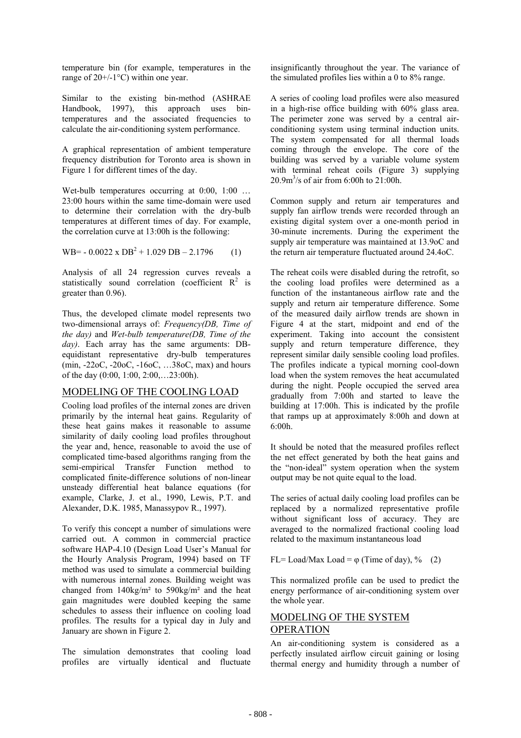temperature bin (for example, temperatures in the range of 20+/-1°C) within one year.

Similar to the existing bin-method (ASHRAE Handbook, 1997), this approach uses bin-temperatures and the associated frequencies to calculate the air-conditioning system performance.

A graphical representation of ambient temperature frequency distribution for Toronto area is shown in Figure 1 for different times of the day.

Wet-bulb temperatures occurring at 0:00, 1:00 … 23:00 hours within the same time-domain were used to determine their correlation with the dry-bulb temperatures at different times of day. For example, the correlation curve at 13:00h is the following:

$$WB = -0.0022 \times DB^2 + 1.029\ DB - 2.1796 \qquad (1)$$

Analysis of all 24 regression curves reveals a statistically sound correlation (coefficient $R^2$ is greater than 0.96).

Thus, the developed climate model represents two two-dimensional arrays of: *Frequency(DB, Time of the day)* and *Wet-bulb temperature(DB, Time of the day)*. Each array has the same arguments: DB-equidistant representative dry-bulb temperatures (min, -22oC, -20oC, -16oC, …38oC, max) and hours of the day (0:00, 1:00, 2:00,…23:00h).

## MODELING OF THE COOLING LOAD

Cooling load profiles of the internal zones are driven primarily by the internal heat gains. Regularity of these heat gains makes it reasonable to assume similarity of daily cooling load profiles throughout the year and, hence, reasonable to avoid the use of complicated time-based algorithms ranging from the semi-empirical Transfer Function method to complicated finite-difference solutions of non-linear unsteady differential heat balance equations (for example, Clarke, J. et al., 1990, Lewis, P.T. and Alexander, D.K. 1985, Manassypov R., 1997).

To verify this concept a number of simulations were carried out. A common in commercial practice software HAP-4.10 (Design Load User's Manual for the Hourly Analysis Program, 1994) based on TF method was used to simulate a commercial building with numerous internal zones. Building weight was changed from 140kg/m² to 590kg/m² and the heat gain magnitudes were doubled keeping the same schedules to assess their influence on cooling load profiles. The results for a typical day in July and January are shown in Figure 2.

The simulation demonstrates that cooling load profiles are virtually identical and fluctuate insignificantly throughout the year. The variance of the simulated profiles lies within a 0 to 8% range.

A series of cooling load profiles were also measured in a high-rise office building with 60% glass area. The perimeter zone was served by a central air-conditioning system using terminal induction units. The system compensated for all thermal loads coming through the envelope. The core of the building was served by a variable volume system with terminal reheat coils (Figure 3) supplying $20.9m^3/s$ of air from 6:00h to 21:00h.

Common supply and return air temperatures and supply fan airflow trends were recorded through an existing digital system over a one-month period in 30-minute increments. During the experiment the supply air temperature was maintained at 13.9oC and the return air temperature fluctuated around 24.4oC.

The reheat coils were disabled during the retrofit, so the cooling load profiles were determined as a function of the instantaneous airflow rate and the supply and return air temperature difference. Some of the measured daily airflow trends are shown in Figure 4 at the start, midpoint and end of the experiment. Taking into account the consistent supply and return temperature difference, they represent similar daily sensible cooling load profiles. The profiles indicate a typical morning cool-down load when the system removes the heat accumulated during the night. People occupied the served area gradually from 7:00h and started to leave the building at 17:00h. This is indicated by the profile that ramps up at approximately 8:00h and down at 6:00h.

It should be noted that the measured profiles reflect the net effect generated by both the heat gains and the "non-ideal" system operation when the system output may be not quite equal to the load.

The series of actual daily cooling load profiles can be replaced by a normalized representative profile without significant loss of accuracy. They are averaged to the normalized fractional cooling load related to the maximum instantaneous load

$$FL = Load/Max\ Load = \varphi\ (Time\ of\ day), \% \qquad (2)$$

This normalized profile can be used to predict the energy performance of air-conditioning system over the whole year.

## MODELING OF THE SYSTEM OPERATION

An air-conditioning system is considered as a perfectly insulated airflow circuit gaining or losing thermal energy and humidity through a number of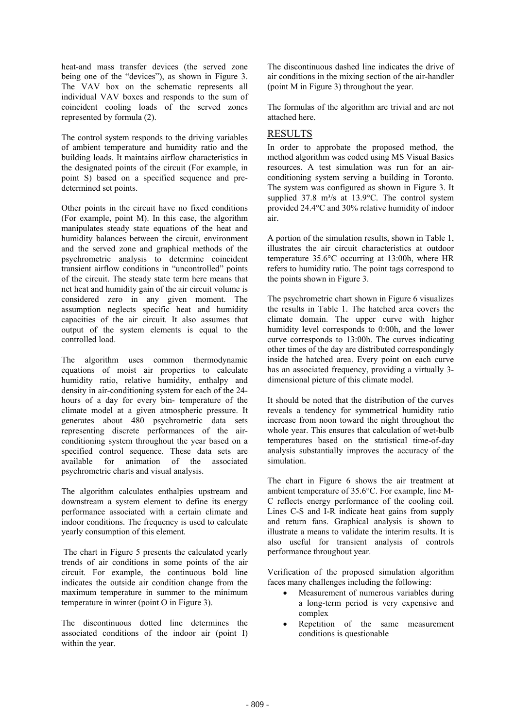heat-and mass transfer devices (the served zone being one of the "devices"), as shown in Figure 3. The VAV box on the schematic represents all individual VAV boxes and responds to the sum of coincident cooling loads of the served zones represented by formula (2).

The control system responds to the driving variables of ambient temperature and humidity ratio and the building loads. It maintains airflow characteristics in the designated points of the circuit (For example, in point S) based on a specified sequence and pre-determined set points.

Other points in the circuit have no fixed conditions (For example, point M). In this case, the algorithm manipulates steady state equations of the heat and humidity balances between the circuit, environment and the served zone and graphical methods of the psychrometric analysis to determine coincident transient airflow conditions in "uncontrolled" points of the circuit. The steady state term here means that net heat and humidity gain of the air circuit volume is considered zero in any given moment. The assumption neglects specific heat and humidity capacities of the air circuit. It also assumes that output of the system elements is equal to the controlled load.

The algorithm uses common thermodynamic equations of moist air properties to calculate humidity ratio, relative humidity, enthalpy and density in air-conditioning system for each of the 24-hours of a day for every bin- temperature of the climate model at a given atmospheric pressure. It generates about 480 psychrometric data sets representing discrete performances of the air-conditioning system throughout the year based on a specified control sequence. These data sets are available for animation of the associated psychrometric charts and visual analysis.

The algorithm calculates enthalpies upstream and downstream a system element to define its energy performance associated with a certain climate and indoor conditions. The frequency is used to calculate yearly consumption of this element.

The chart in Figure 5 presents the calculated yearly trends of air conditions in some points of the air circuit. For example, the continuous bold line indicates the outside air condition change from the maximum temperature in summer to the minimum temperature in winter (point O in Figure 3).

The discontinuous dotted line determines the associated conditions of the indoor air (point I) within the year.

The discontinuous dashed line indicates the drive of air conditions in the mixing section of the air-handler (point M in Figure 3) throughout the year.

The formulas of the algorithm are trivial and are not attached here.

## RESULTS

In order to approbate the proposed method, the method algorithm was coded using MS Visual Basics resources. A test simulation was run for an air-conditioning system serving a building in Toronto. The system was configured as shown in Figure 3. It supplied 37.8 $m^3/s$ at 13.9°C. The control system provided 24.4°C and 30% relative humidity of indoor air.

A portion of the simulation results, shown in Table 1, illustrates the air circuit characteristics at outdoor temperature 35.6°C occurring at 13:00h, where HR refers to humidity ratio. The point tags correspond to the points shown in Figure 3.

The psychrometric chart shown in Figure 6 visualizes the results in Table 1. The hatched area covers the climate domain. The upper curve with higher humidity level corresponds to 0:00h, and the lower curve corresponds to 13:00h. The curves indicating other times of the day are distributed correspondingly inside the hatched area. Every point on each curve has an associated frequency, providing a virtually 3-dimensional picture of this climate model.

It should be noted that the distribution of the curves reveals a tendency for symmetrical humidity ratio increase from noon toward the night throughout the whole year. This ensures that calculation of wet-bulb temperatures based on the statistical time-of-day analysis substantially improves the accuracy of the simulation.

The chart in Figure 6 shows the air treatment at ambient temperature of 35.6°C. For example, line M-C reflects energy performance of the cooling coil. Lines C-S and I-R indicate heat gains from supply and return fans. Graphical analysis is shown to illustrate a means to validate the interim results. It is also useful for transient analysis of controls performance throughout year.

Verification of the proposed simulation algorithm faces many challenges including the following:

- Measurement of numerous variables during a long-term period is very expensive and complex
- Repetition of the same measurement conditions is questionable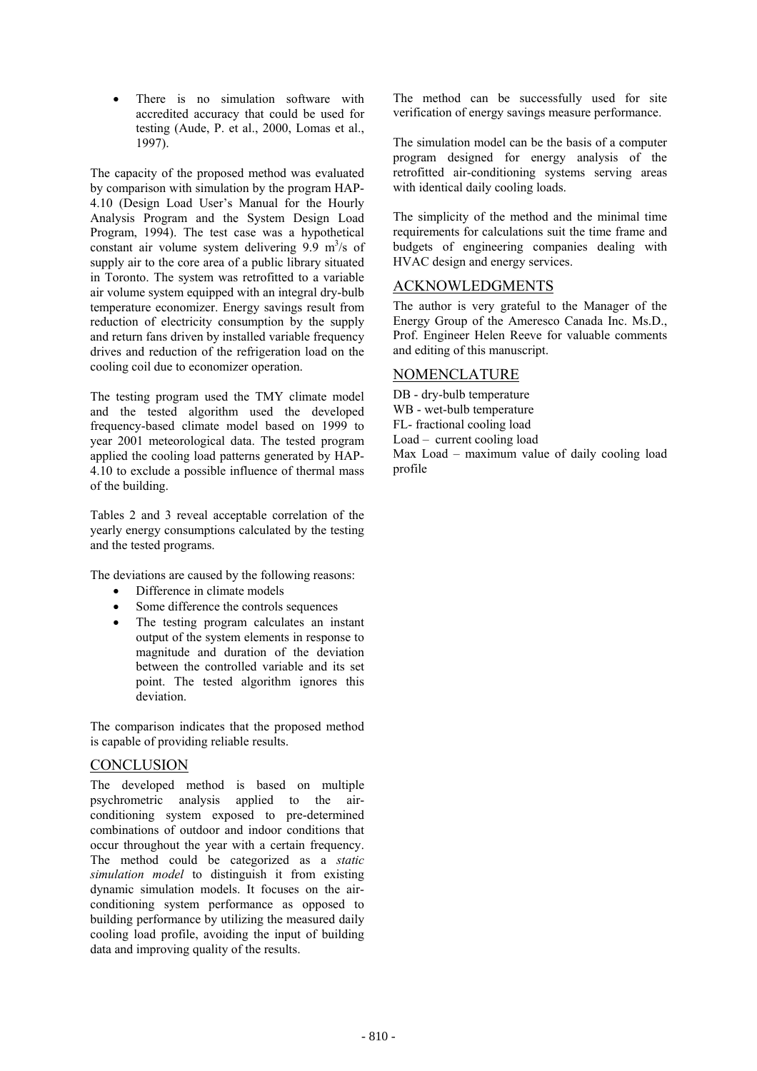- There is no simulation software with accredited accuracy that could be used for testing (Aude, P. et al., 2000, Lomas et al., 1997).

The capacity of the proposed method was evaluated by comparison with simulation by the program HAP-4.10 (Design Load User's Manual for the Hourly Analysis Program and the System Design Load Program, 1994). The test case was a hypothetical constant air volume system delivering 9.9 $m^3/s$ of supply air to the core area of a public library situated in Toronto. The system was retrofitted to a variable air volume system equipped with an integral dry-bulb temperature economizer. Energy savings result from reduction of electricity consumption by the supply and return fans driven by installed variable frequency drives and reduction of the refrigeration load on the cooling coil due to economizer operation.

The testing program used the TMY climate model and the tested algorithm used the developed frequency-based climate model based on 1999 to year 2001 meteorological data. The tested program applied the cooling load patterns generated by HAP-4.10 to exclude a possible influence of thermal mass of the building.

Tables 2 and 3 reveal acceptable correlation of the yearly energy consumptions calculated by the testing and the tested programs.

The deviations are caused by the following reasons:

- Difference in climate models
- Some difference the controls sequences
- The testing program calculates an instant output of the system elements in response to magnitude and duration of the deviation between the controlled variable and its set point. The tested algorithm ignores this deviation.

The comparison indicates that the proposed method is capable of providing reliable results.

## CONCLUSION

The developed method is based on multiple psychrometric analysis applied to the air-conditioning system exposed to pre-determined combinations of outdoor and indoor conditions that occur throughout the year with a certain frequency. The method could be categorized as a *static simulation model* to distinguish it from existing dynamic simulation models. It focuses on the air-conditioning system performance as opposed to building performance by utilizing the measured daily cooling load profile, avoiding the input of building data and improving quality of the results.

The method can be successfully used for site verification of energy savings measure performance.

The simulation model can be the basis of a computer program designed for energy analysis of the retrofitted air-conditioning systems serving areas with identical daily cooling loads.

The simplicity of the method and the minimal time requirements for calculations suit the time frame and budgets of engineering companies dealing with HVAC design and energy services.

## ACKNOWLEDGMENTS

The author is very grateful to the Manager of the Energy Group of the Ameresco Canada Inc. Ms.D., Prof. Engineer Helen Reeve for valuable comments and editing of this manuscript.

## NOMENCLATURE

DB - dry-bulb temperature
WB - wet-bulb temperature
FL- fractional cooling load
Load – current cooling load
Max Load – maximum value of daily cooling load profile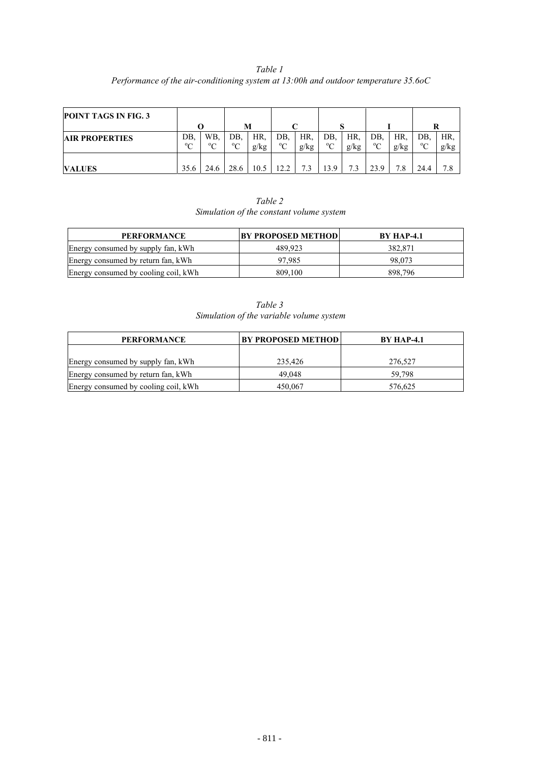*Table 1*
*Performance of the air-conditioning system at 13:00h and outdoor temperature 35.6oC*

| **POINT TAGS IN FIG. 3** | **O** | | **M** | | **C** | | **S** | | **I** | | **R** | |
|---|---|---|---|---|---|---|---|---|---|---|---|---|
| **AIR PROPERTIES** | DB, °C | WB, °C | DB, °C | HR, g/kg | DB, °C | HR, g/kg | DB, °C | HR, g/kg | DB, °C | HR, g/kg | DB, °C | HR, g/kg |
| **VALUES** | 35.6 | 24.6 | 28.6 | 10.5 | 12.2 | 7.3 | 13.9 | 7.3 | 23.9 | 7.8 | 24.4 | 7.8 |

*Table 2*
*Simulation of the constant volume system*

| **PERFORMANCE** | **BY PROPOSED METHOD** | **BY HAP-4.1** |
|---|---|---|
| Energy consumed by supply fan, kWh | 489,923 | 382,871 |
| Energy consumed by return fan, kWh | 97,985 | 98,073 |
| Energy consumed by cooling coil, kWh | 809,100 | 898,796 |

*Table 3*
*Simulation of the variable volume system*

| **PERFORMANCE** | **BY PROPOSED METHOD** | **BY HAP-4.1** |
|---|---|---|
| Energy consumed by supply fan, kWh | 235,426 | 276,527 |
| Energy consumed by return fan, kWh | 49,048 | 59,798 |
| Energy consumed by cooling coil, kWh | 450,067 | 576,625 |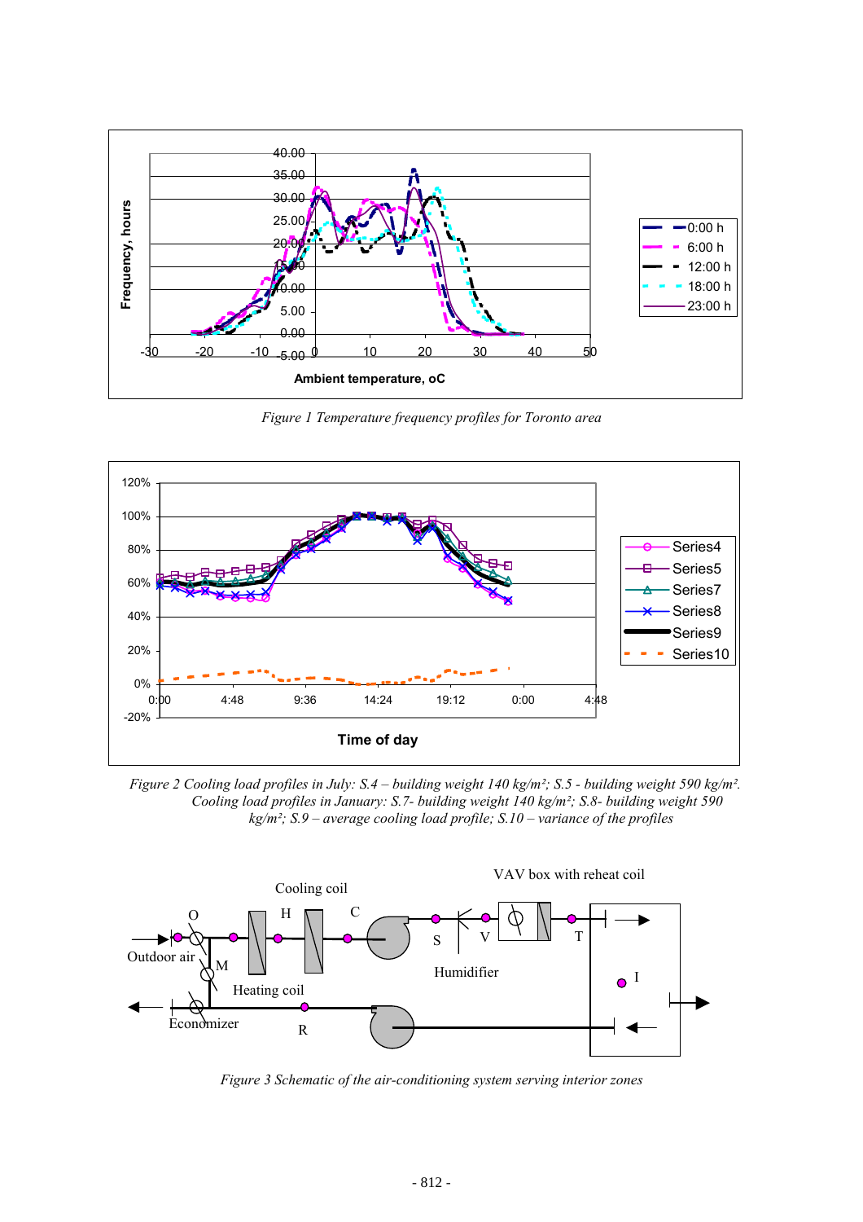*Figure 1 Temperature frequency profiles for Toronto area*

*Figure 2 Cooling load profiles in July: S.4 – building weight 140 kg/m²; S.5 - building weight 590 kg/m². Cooling load profiles in January: S.7- building weight 140 kg/m²; S.8- building weight 590 kg/m²; S.9 – average cooling load profile; S.10 – variance of the profiles*

*Figure 3 Schematic of the air-conditioning system serving interior zones*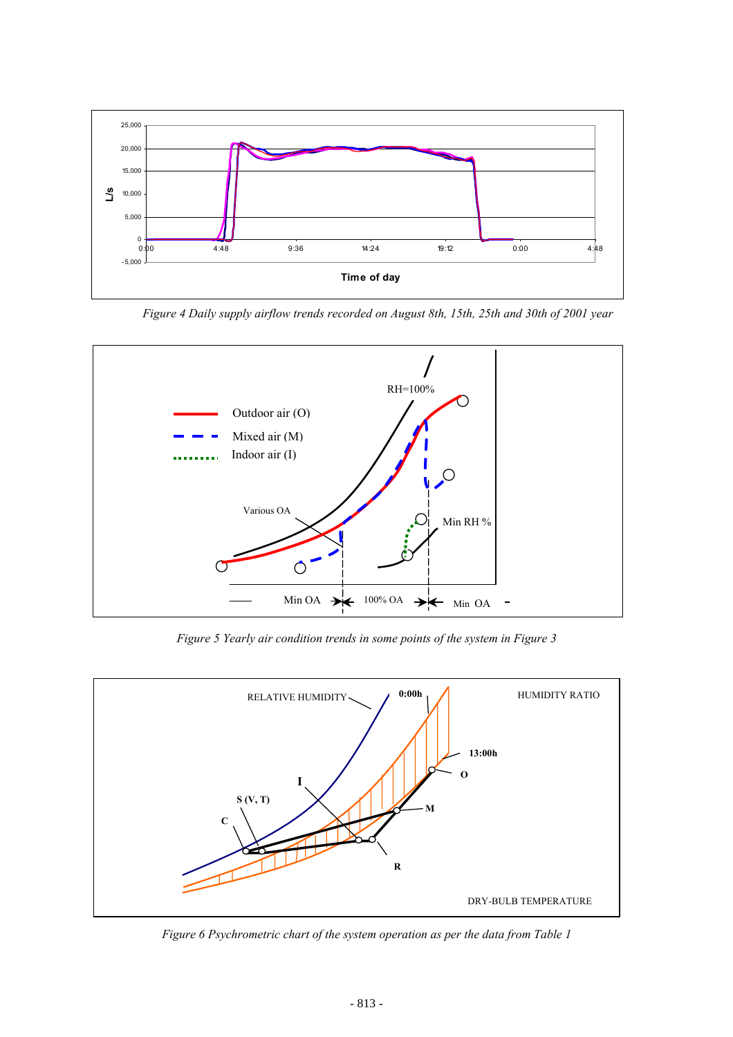*Figure 4 Daily supply airflow trends recorded on August 8th, 15th, 25th and 30th of 2001 year*

*Figure 5 Yearly air condition trends in some points of the system in Figure 3*

*Figure 6 Psychrometric chart of the system operation as per the data from Table 1*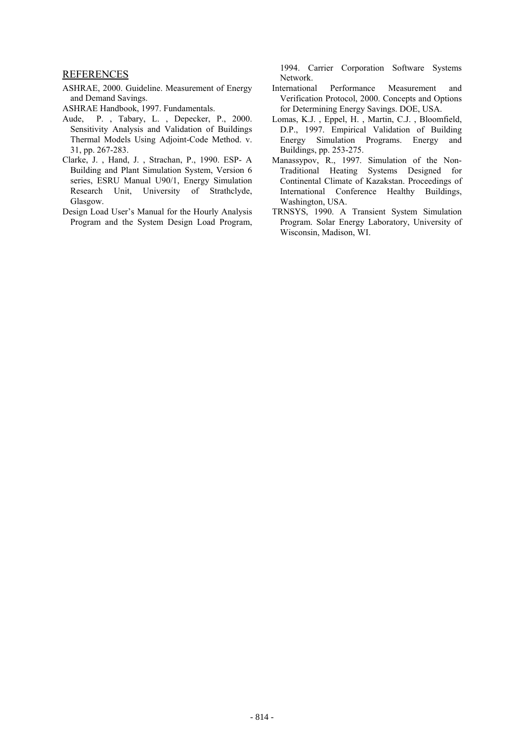## REFERENCES

ASHRAE, 2000. Guideline. Measurement of Energy and Demand Savings.

ASHRAE Handbook, 1997. Fundamentals.

Aude, P. , Tabary, L. , Depecker, P., 2000. Sensitivity Analysis and Validation of Buildings Thermal Models Using Adjoint-Code Method. v. 31, pp. 267-283.

Clarke, J. , Hand, J. , Strachan, P., 1990. ESP- A Building and Plant Simulation System, Version 6 series, ESRU Manual U90/1, Energy Simulation Research Unit, University of Strathclyde, Glasgow.

Design Load User's Manual for the Hourly Analysis Program and the System Design Load Program, 1994. Carrier Corporation Software Systems Network.

International Performance Measurement and Verification Protocol, 2000. Concepts and Options for Determining Energy Savings. DOE, USA.

Lomas, K.J. , Eppel, H. , Martin, C.J. , Bloomfield, D.P., 1997. Empirical Validation of Building Energy Simulation Programs. Energy and Buildings, pp. 253-275.

Manassypov, R., 1997. Simulation of the Non-Traditional Heating Systems Designed for Continental Climate of Kazakstan. Proceedings of International Conference Healthy Buildings, Washington, USA.

TRNSYS, 1990. A Transient System Simulation Program. Solar Energy Laboratory, University of Wisconsin, Madison, WI.